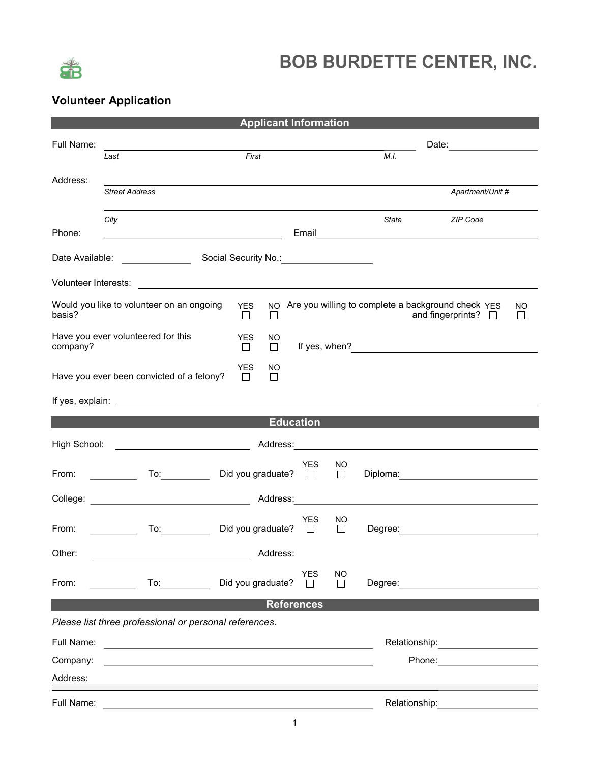# BOB BURDETTE CENTER, INC.

## Volunteer Application

### Applicant Information

Full Name: ______________________________________________ Date: ______________

*Last* *First* *M.I.*

Address: ______________________________________________

*Street Address* *Apartment/Unit #*

______________________________________________

*City* *State* *ZIP Code*

Phone: ______________________ Email ______________________

Date Available: ____________ Social Security No.: ______________

Volunteer Interests: ______________________________________________

Would you like to volunteer on an ongoing basis? YES ☐ NO ☐

Are you willing to complete a background check and fingerprints? YES ☐ NO ☐

Have you ever volunteered for this company? YES ☐ NO ☐ If yes, when? ______________________

Have you ever been convicted of a felony? YES ☐ NO ☐

If yes, explain: ______________________________________________

### Education

High School: ______________________ Address: ______________________

From: ________ To: ________ Did you graduate? YES ☐ NO ☐ Diploma: ______________

College: ______________________ Address: ______________________

From: ________ To: ________ Did you graduate? YES ☐ NO ☐ Degree: ______________

Other: ______________________ Address:

From: ________ To: ________ Did you graduate? YES ☐ NO ☐ Degree: ______________

### References

*Please list three professional or personal references.*

Full Name: ______________________________________________ Relationship: ______________

Company: ______________________________________________ Phone: ______________

Address: ______________________________________________

Full Name: ______________________________________________ Relationship: ______________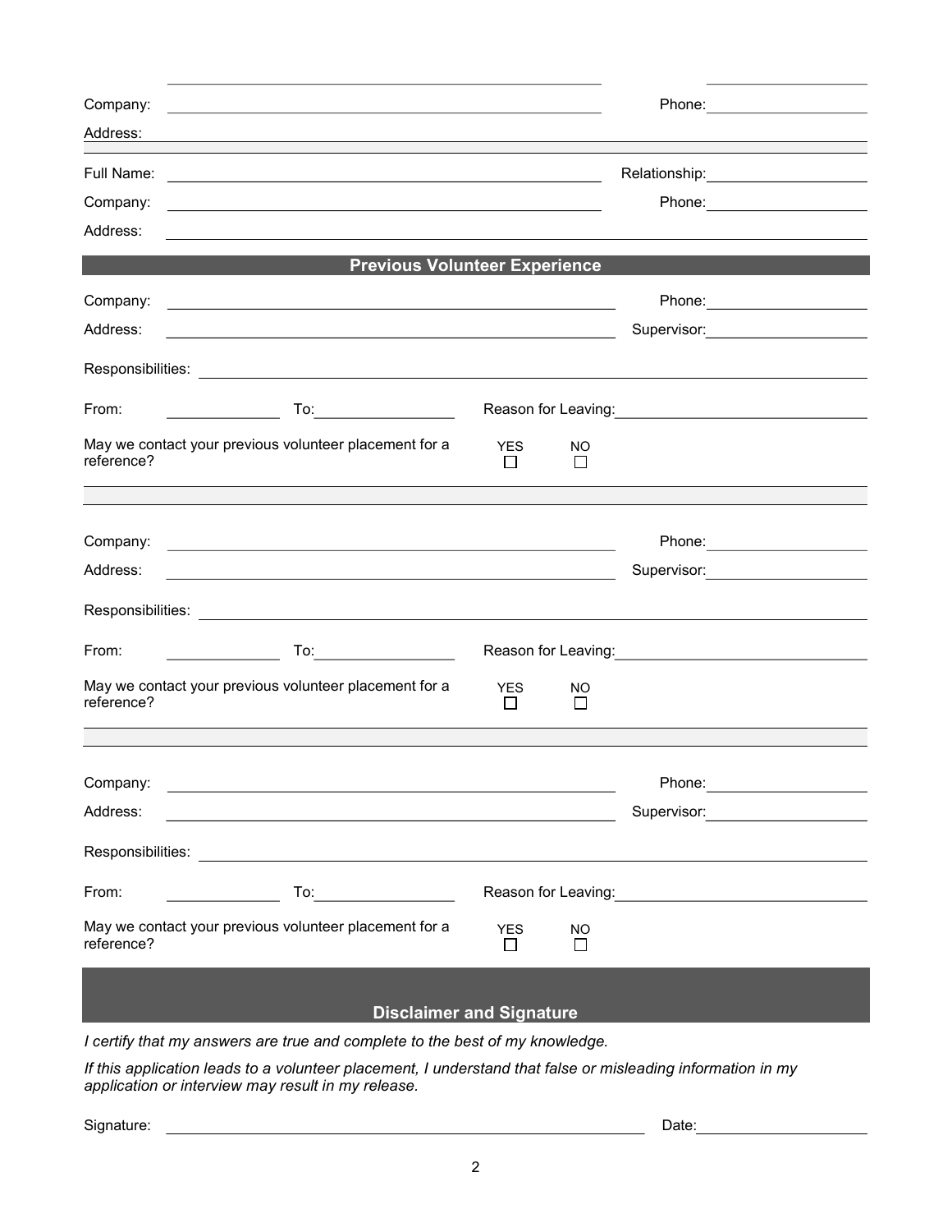Company: ______________________ Phone: ______________

Address: ______________________

Full Name: ______________________ Relationship: ______________

Company: ______________________ Phone: ______________

Address: ______________________

## Previous Volunteer Experience

Company: ______________________ Phone: ______________

Address: ______________________ Supervisor: ______________

Responsibilities: ______________________

From: __________ To: __________ Reason for Leaving: ______________

May we contact your previous volunteer placement for a reference? YES ☐ NO ☐

Company: ______________________ Phone: ______________

Address: ______________________ Supervisor: ______________

Responsibilities: ______________________

From: __________ To: __________ Reason for Leaving: ______________

May we contact your previous volunteer placement for a reference? YES ☐ NO ☐

Company: ______________________ Phone: ______________

Address: ______________________ Supervisor: ______________

Responsibilities: ______________________

From: __________ To: __________ Reason for Leaving: ______________

May we contact your previous volunteer placement for a reference? YES ☐ NO ☐

## Disclaimer and Signature

*I certify that my answers are true and complete to the best of my knowledge.*

*If this application leads to a volunteer placement, I understand that false or misleading information in my application or interview may result in my release.*

Signature: ______________________ Date: ______________